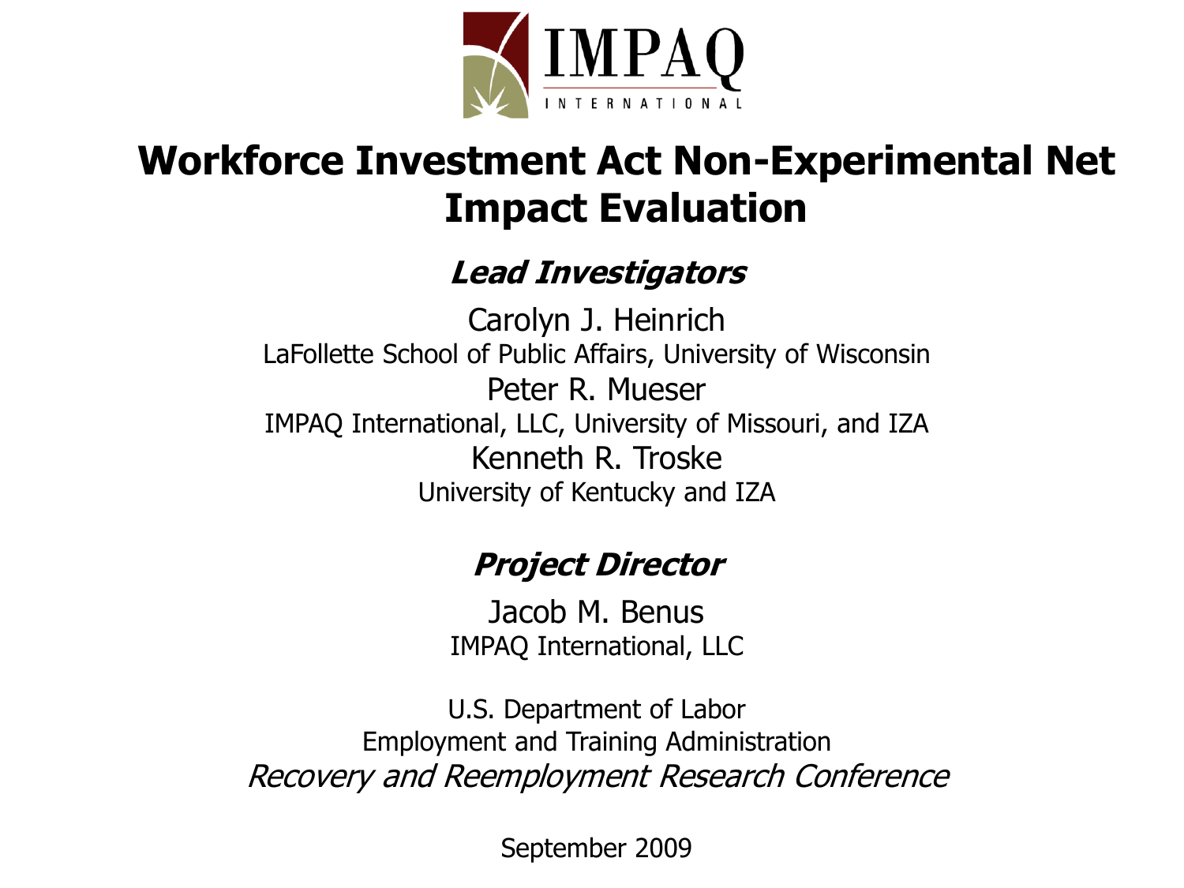IMPAQ INTERNATIONAL

# Workforce Investment Act Non-Experimental Net Impact Evaluation

***Lead Investigators***

Carolyn J. Heinrich
LaFollette School of Public Affairs, University of Wisconsin

Peter R. Mueser
IMPAQ International, LLC, University of Missouri, and IZA

Kenneth R. Troske
University of Kentucky and IZA

***Project Director***

Jacob M. Benus
IMPAQ International, LLC

U.S. Department of Labor
Employment and Training Administration
*Recovery and Reemployment Research Conference*

September 2009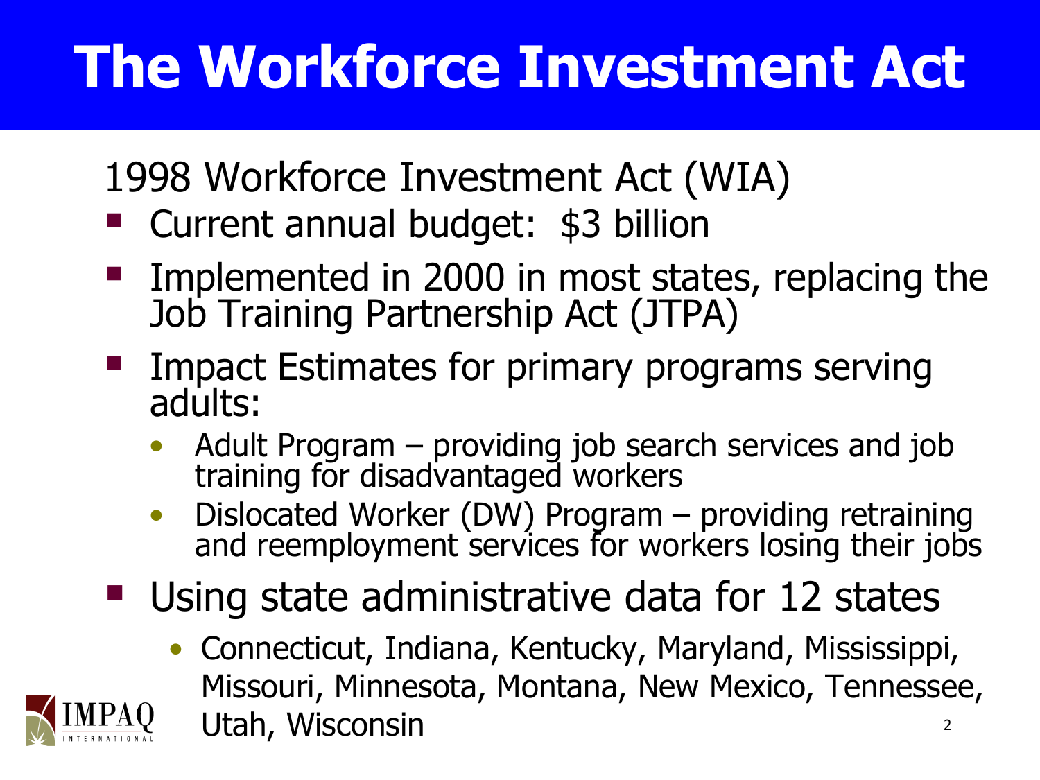# The Workforce Investment Act

1998 Workforce Investment Act (WIA)

- Current annual budget: $3 billion
- Implemented in 2000 in most states, replacing the Job Training Partnership Act (JTPA)
- Impact Estimates for primary programs serving adults:
  - Adult Program – providing job search services and job training for disadvantaged workers
  - Dislocated Worker (DW) Program – providing retraining and reemployment services for workers losing their jobs
- Using state administrative data for 12 states
  - Connecticut, Indiana, Kentucky, Maryland, Mississippi, Missouri, Minnesota, Montana, New Mexico, Tennessee, Utah, Wisconsin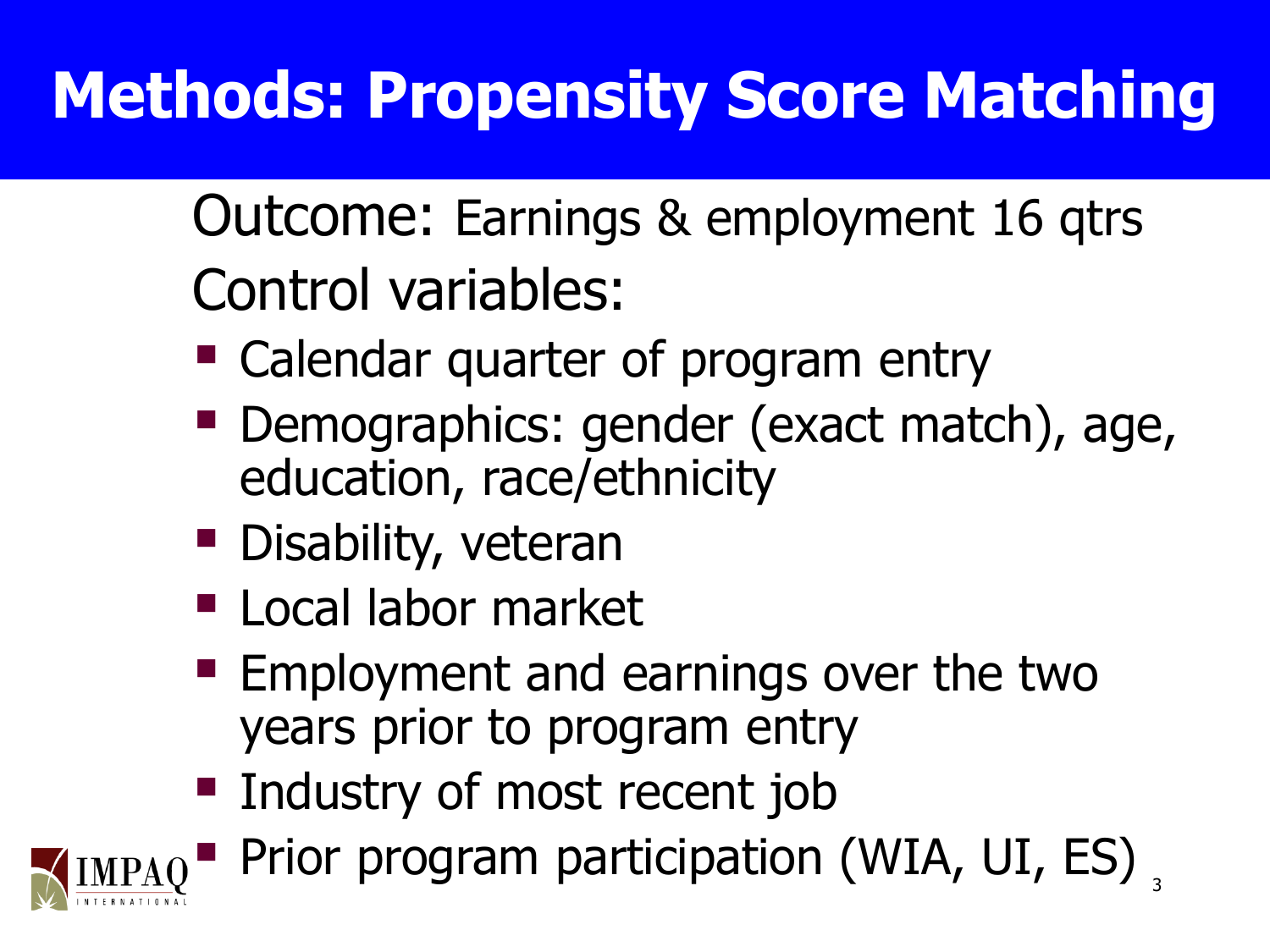# Methods: Propensity Score Matching

Outcome: Earnings & employment 16 qtrs

Control variables:

- Calendar quarter of program entry
- Demographics: gender (exact match), age, education, race/ethnicity
- Disability, veteran
- Local labor market
- Employment and earnings over the two years prior to program entry
- Industry of most recent job
- Prior program participation (WIA, UI, ES)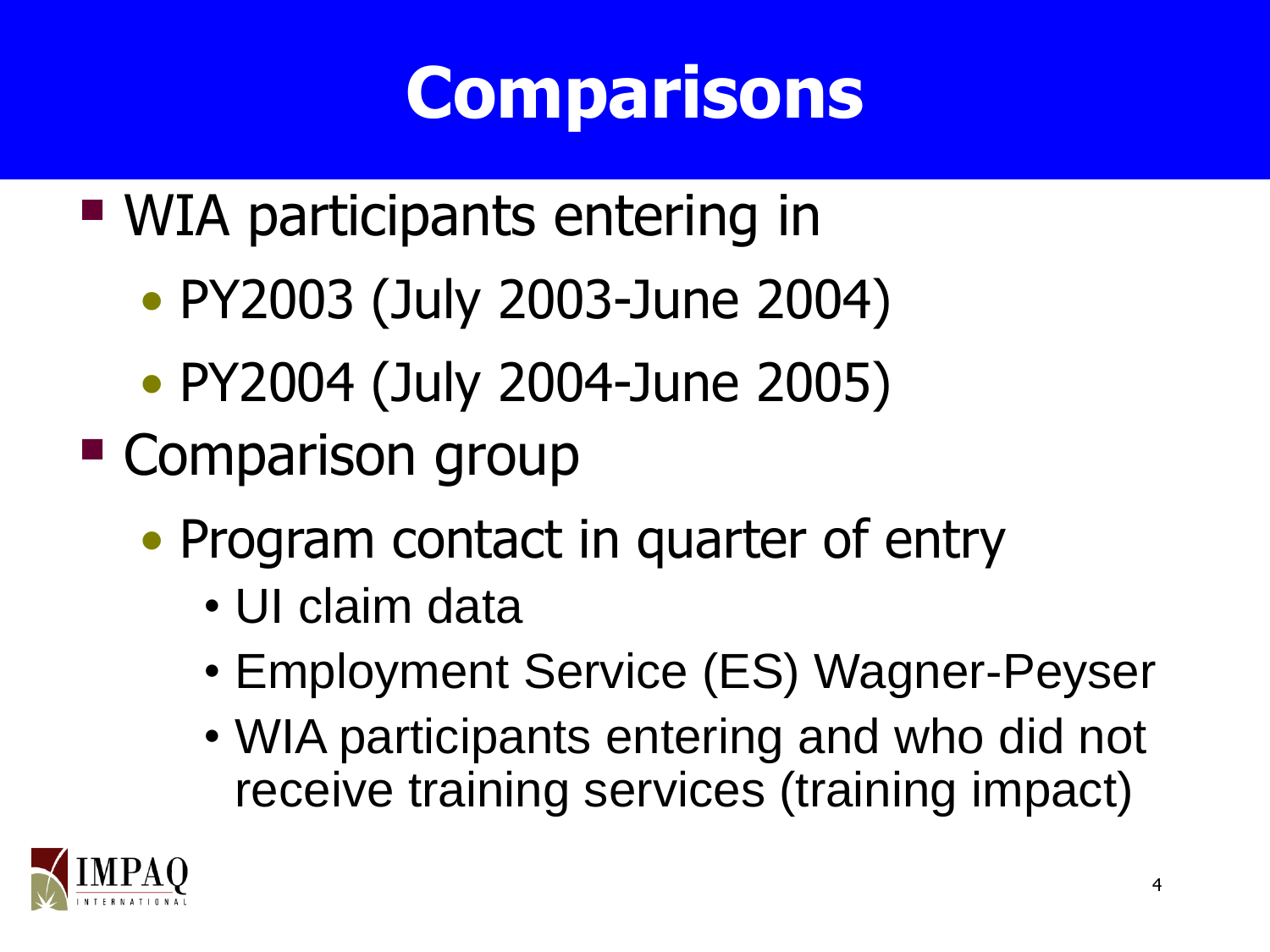# Comparisons

- WIA participants entering in
  - PY2003 (July 2003-June 2004)
  - PY2004 (July 2004-June 2005)
- Comparison group
  - Program contact in quarter of entry
    - UI claim data
    - Employment Service (ES) Wagner-Peyser
    - WIA participants entering and who did not receive training services (training impact)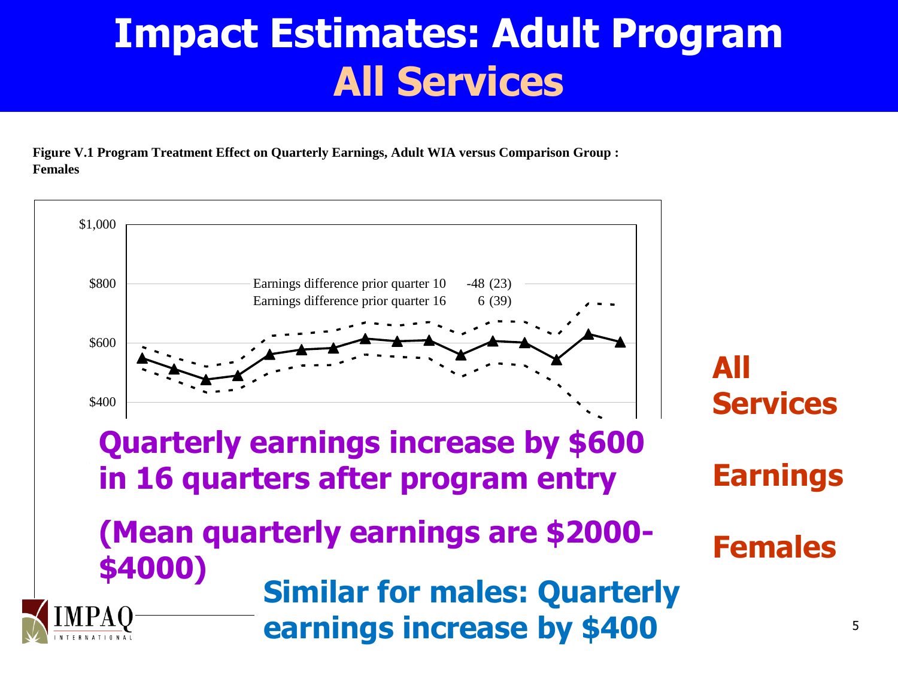# Impact Estimates: Adult Program
## All Services

**Figure V.1 Program Treatment Effect on Quarterly Earnings, Adult WIA versus Comparison Group : Females**

$1,000

$800

$600

$400

Earnings difference prior quarter 10 -48 (23)
Earnings difference prior quarter 16 6 (39)

**Quarterly earnings increase by $600 in 16 quarters after program entry**

**(Mean quarterly earnings are $2000-$4000)**

**Similar for males: Quarterly earnings increase by $400**

**All Services**

**Earnings**

**Females**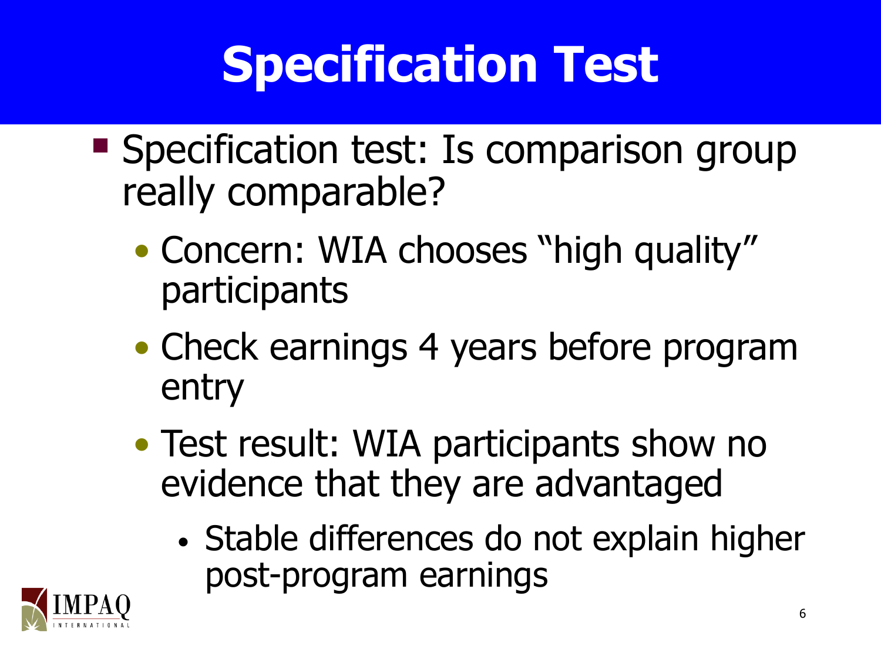# Specification Test

- Specification test: Is comparison group really comparable?
  - Concern: WIA chooses "high quality" participants
  - Check earnings 4 years before program entry
  - Test result: WIA participants show no evidence that they are advantaged
    - Stable differences do not explain higher post-program earnings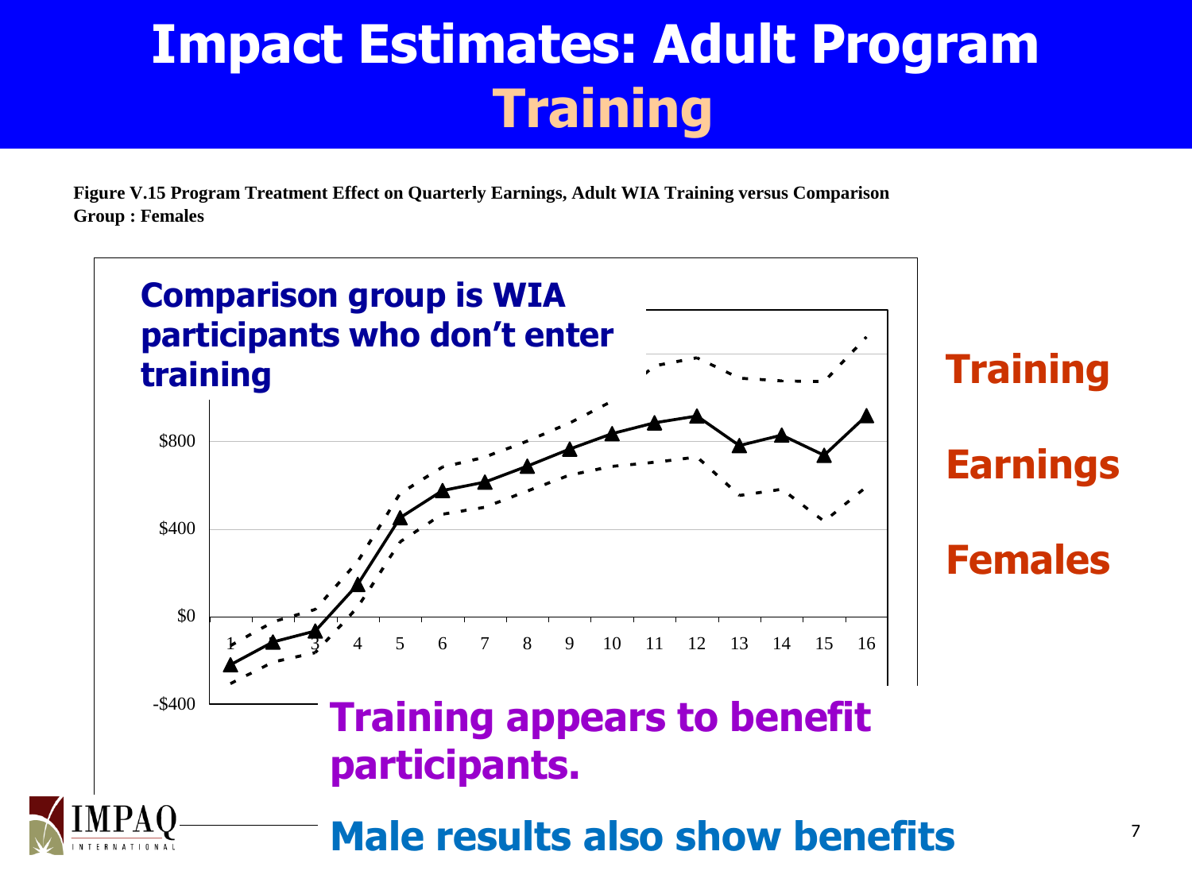# Impact Estimates: Adult Program Training

**Figure V.15 Program Treatment Effect on Quarterly Earnings, Adult WIA Training versus Comparison Group : Females**

**Comparison group is WIA participants who don't enter training**

$800

$400

$0

-$400

1 2 3 4 5 6 7 8 9 10 11 12 13 14 15 16

**Training**

**Earnings**

**Females**

**Training appears to benefit participants.**

**Male results also show benefits**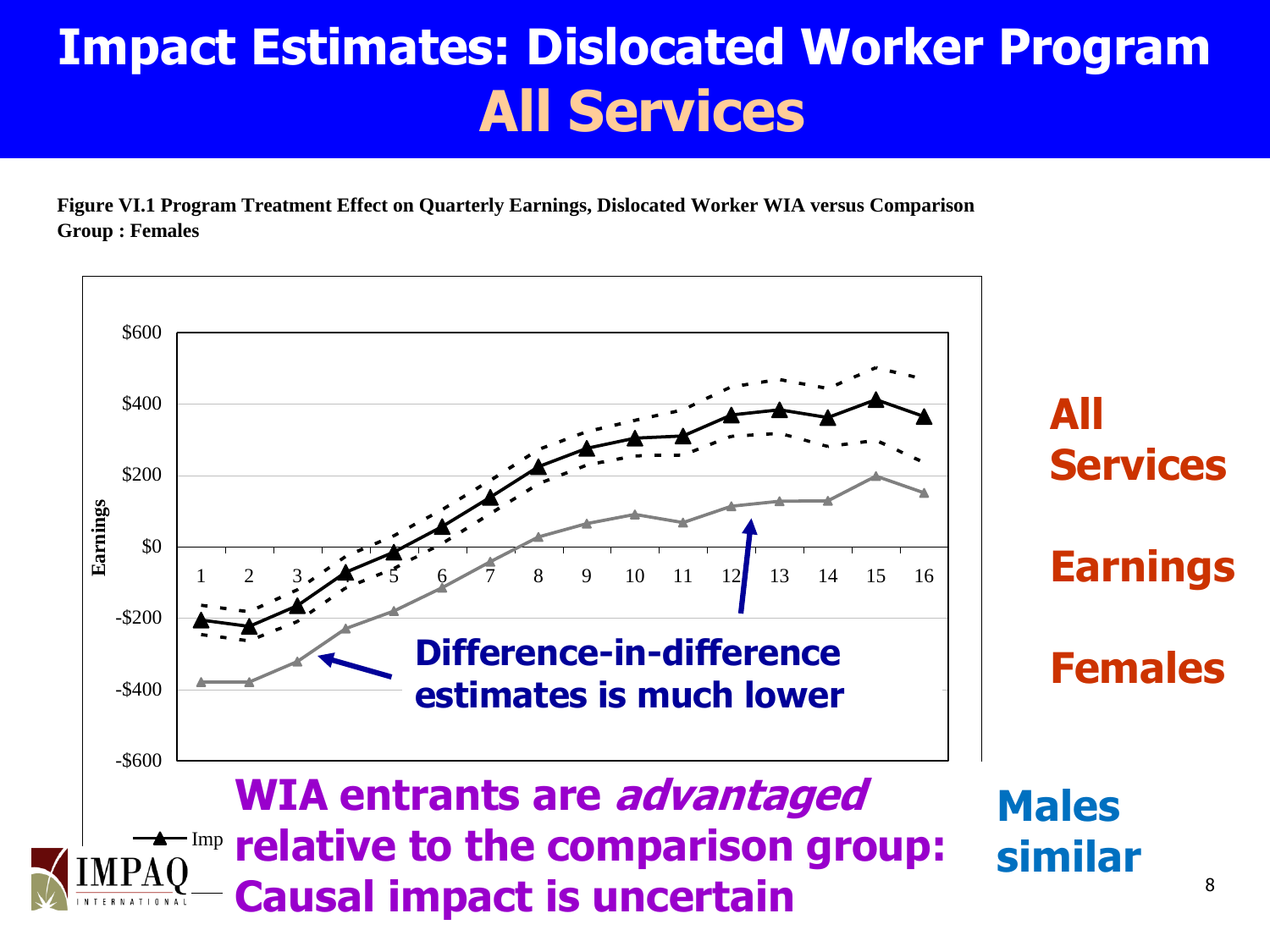# Impact Estimates: Dislocated Worker Program
## All Services

**Figure VI.1 Program Treatment Effect on Quarterly Earnings, Dislocated Worker WIA versus Comparison Group : Females**

Earnings

$600
$400
$200
$0
-$200
-$400
-$600

1 2 3 4 5 6 7 8 9 10 11 12 13 14 15 16

**Difference-in-difference estimates is much lower**

Imp

**All Services**

**Earnings**

**Females**

**WIA entrants are *advantaged* relative to the comparison group: Causal impact is uncertain**

**Males similar**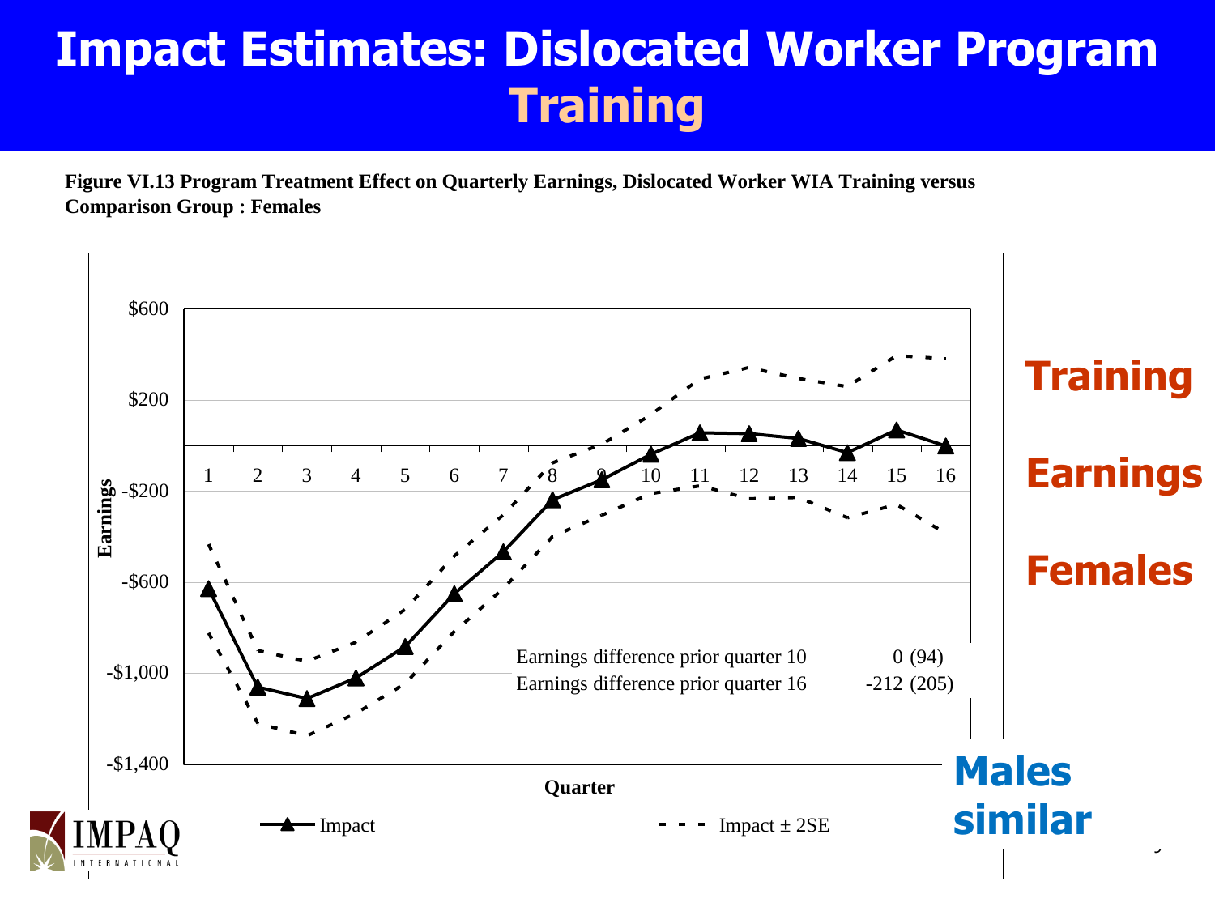# Impact Estimates: Dislocated Worker Program Training

**Figure VI.13 Program Treatment Effect on Quarterly Earnings, Dislocated Worker WIA Training versus Comparison Group : Females**

| Earnings difference | Value |
|---|---|
| Earnings difference prior quarter 10 | 0 (94) |
| Earnings difference prior quarter 16 | -212 (205) |

Earnings (y-axis: -$1,400 to $600); Quarter (x-axis: 1–16)

— Impact   - - - Impact ± 2SE

**Training Earnings Females**

**Males similar**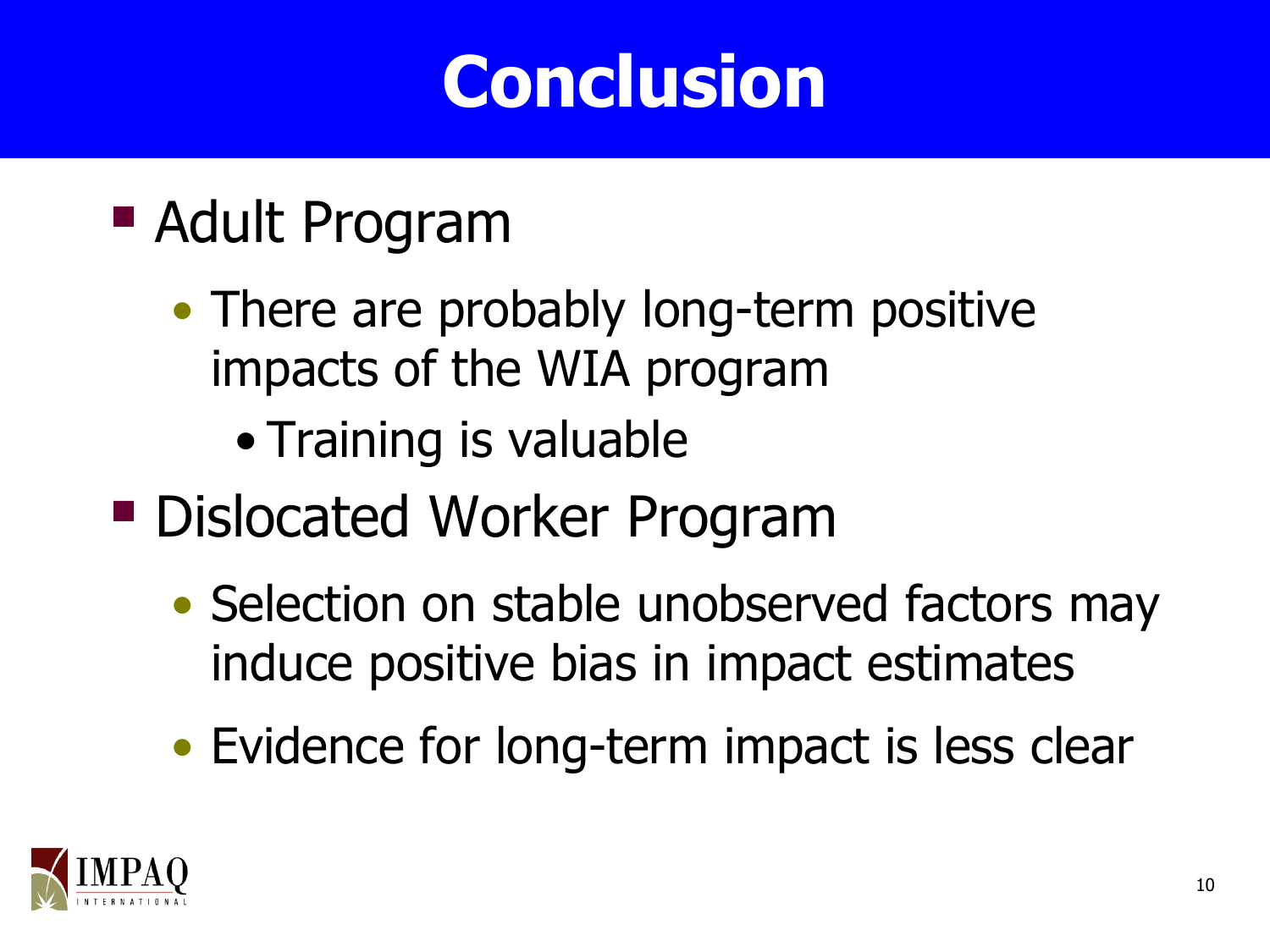# Conclusion

- Adult Program
  - There are probably long-term positive impacts of the WIA program
    - Training is valuable
- Dislocated Worker Program
  - Selection on stable unobserved factors may induce positive bias in impact estimates
  - Evidence for long-term impact is less clear